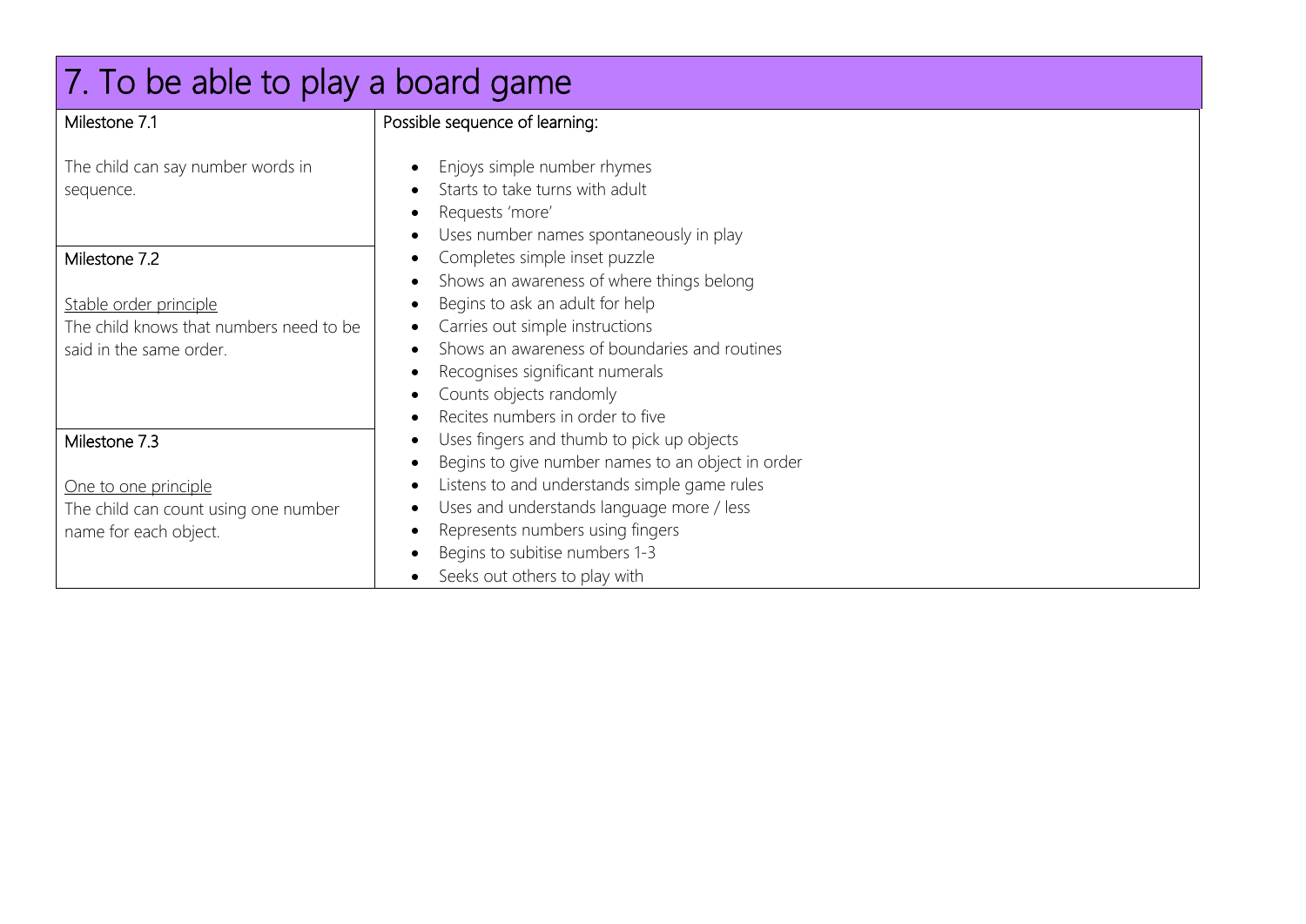# 7. To be able to play a board game

| Milestone | Possible sequence of learning: |
| --- | --- |
| **Milestone 7.1**<br><br>The child can say number words in sequence.<br><br>**Milestone 7.2**<br><br><u>Stable order principle</u><br>The child knows that numbers need to be said in the same order.<br><br>**Milestone 7.3**<br><br><u>One to one principle</u><br>The child can count using one number name for each object. | • Enjoys simple number rhymes<br>• Starts to take turns with adult<br>• Requests 'more'<br>• Uses number names spontaneously in play<br>• Completes simple inset puzzle<br>• Shows an awareness of where things belong<br>• Begins to ask an adult for help<br>• Carries out simple instructions<br>• Shows an awareness of boundaries and routines<br>• Recognises significant numerals<br>• Counts objects randomly<br>• Recites numbers in order to five<br>• Uses fingers and thumb to pick up objects<br>• Begins to give number names to an object in order<br>• Listens to and understands simple game rules<br>• Uses and understands language more / less<br>• Represents numbers using fingers<br>• Begins to subitise numbers 1-3<br>• Seeks out others to play with |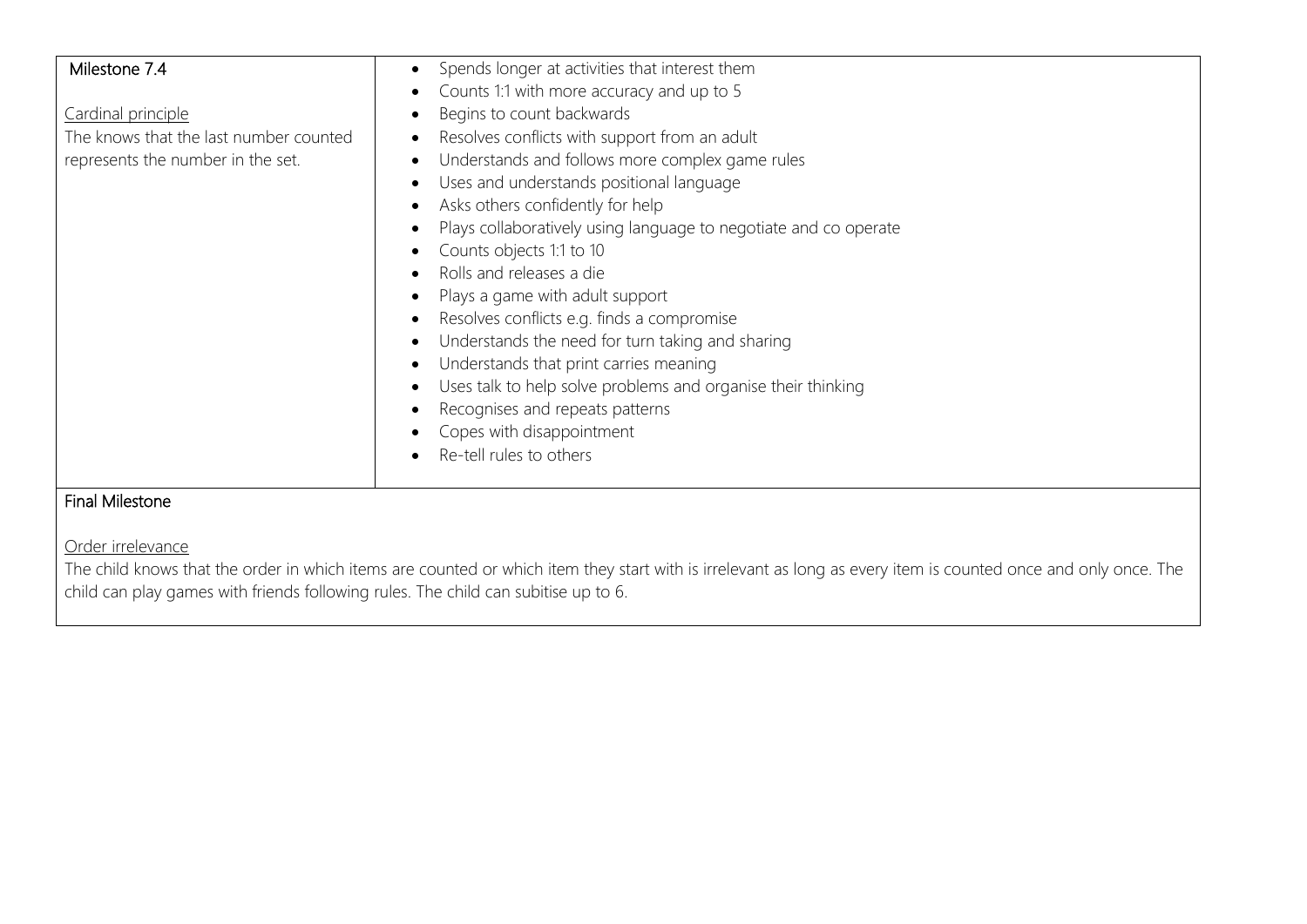| | |
|---|---|
| Milestone 7.4<br><br><u>Cardinal principle</u><br>The knows that the last number counted represents the number in the set. | • Spends longer at activities that interest them<br>• Counts 1:1 with more accuracy and up to 5<br>• Begins to count backwards<br>• Resolves conflicts with support from an adult<br>• Understands and follows more complex game rules<br>• Uses and understands positional language<br>• Asks others confidently for help<br>• Plays collaboratively using language to negotiate and co operate<br>• Counts objects 1:1 to 10<br>• Rolls and releases a die<br>• Plays a game with adult support<br>• Resolves conflicts e.g. finds a compromise<br>• Understands the need for turn taking and sharing<br>• Understands that print carries meaning<br>• Uses talk to help solve problems and organise their thinking<br>• Recognises and repeats patterns<br>• Copes with disappointment<br>• Re-tell rules to others |
| Final Milestone<br><br><u>Order irrelevance</u><br>The child knows that the order in which items are counted or which item they start with is irrelevant as long as every item is counted once and only once. The child can play games with friends following rules. The child can subitise up to 6. | |